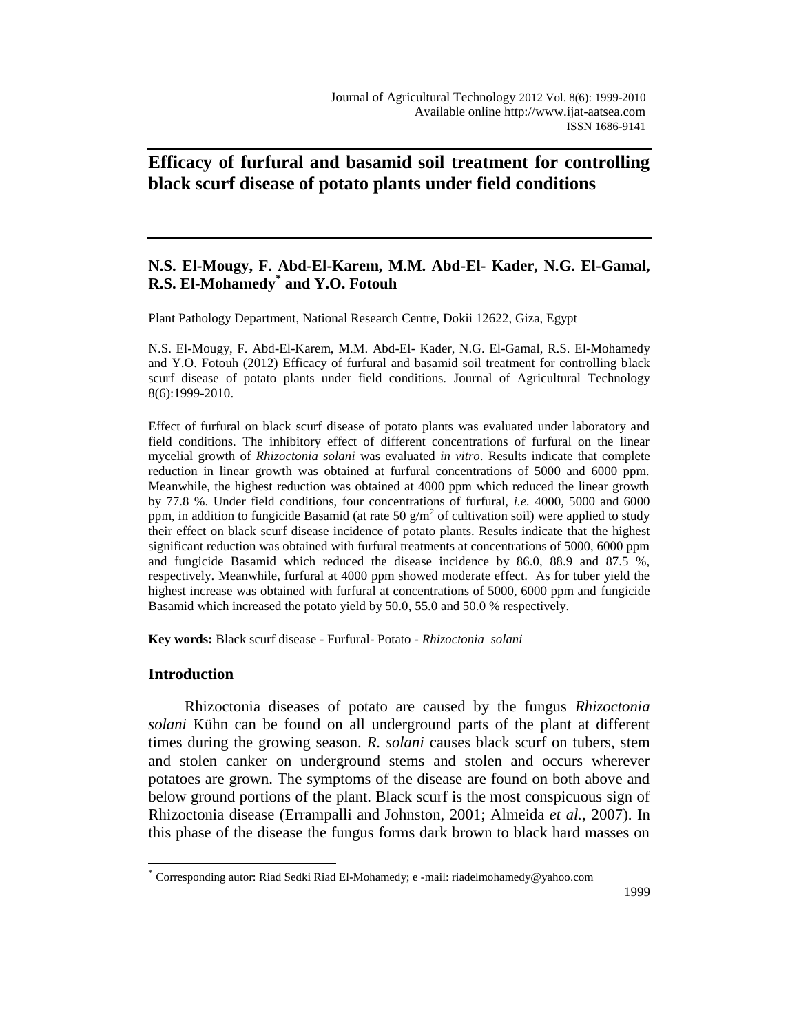# Efficacy of furfural and basamid soil treatment for controlling black scurf disease of potato plants under field conditions

**N.S. El-Mougy, F. Abd-El-Karem, M.M. Abd-El- Kader, N.G. El-Gamal, R.S. El-Mohamedy[*] and Y.O. Fotouh**

Plant Pathology Department, National Research Centre, Dokii 12622, Giza, Egypt

N.S. El-Mougy, F. Abd-El-Karem, M.M. Abd-El- Kader, N.G. El-Gamal, R.S. El-Mohamedy and Y.O. Fotouh (2012) Efficacy of furfural and basamid soil treatment for controlling black scurf disease of potato plants under field conditions. Journal of Agricultural Technology 8(6):1999-2010.

Effect of furfural on black scurf disease of potato plants was evaluated under laboratory and field conditions. The inhibitory effect of different concentrations of furfural on the linear mycelial growth of *Rhizoctonia solani* was evaluated *in vitro*. Results indicate that complete reduction in linear growth was obtained at furfural concentrations of 5000 and 6000 ppm. Meanwhile, the highest reduction was obtained at 4000 ppm which reduced the linear growth by 77.8 %. Under field conditions, four concentrations of furfural, *i.e.* 4000, 5000 and 6000 ppm, in addition to fungicide Basamid (at rate 50 g/m$^2$ of cultivation soil) were applied to study their effect on black scurf disease incidence of potato plants. Results indicate that the highest significant reduction was obtained with furfural treatments at concentrations of 5000, 6000 ppm and fungicide Basamid which reduced the disease incidence by 86.0, 88.9 and 87.5 %, respectively. Meanwhile, furfural at 4000 ppm showed moderate effect. As for tuber yield the highest increase was obtained with furfural at concentrations of 5000, 6000 ppm and fungicide Basamid which increased the potato yield by 50.0, 55.0 and 50.0 % respectively.

**Key words:** Black scurf disease - Furfural- Potato - *Rhizoctonia solani*

## Introduction

Rhizoctonia diseases of potato are caused by the fungus *Rhizoctonia solani* Kühn can be found on all underground parts of the plant at different times during the growing season. *R. solani* causes black scurf on tubers, stem and stolen canker on underground stems and stolen and occurs wherever potatoes are grown. The symptoms of the disease are found on both above and below ground portions of the plant. Black scurf is the most conspicuous sign of Rhizoctonia disease (Errampalli and Johnston, 2001; Almeida *et al.,* 2007). In this phase of the disease the fungus forms dark brown to black hard masses on

[*] Corresponding autor: Riad Sedki Riad El-Mohamedy; e -mail: riadelmohamedy@yahoo.com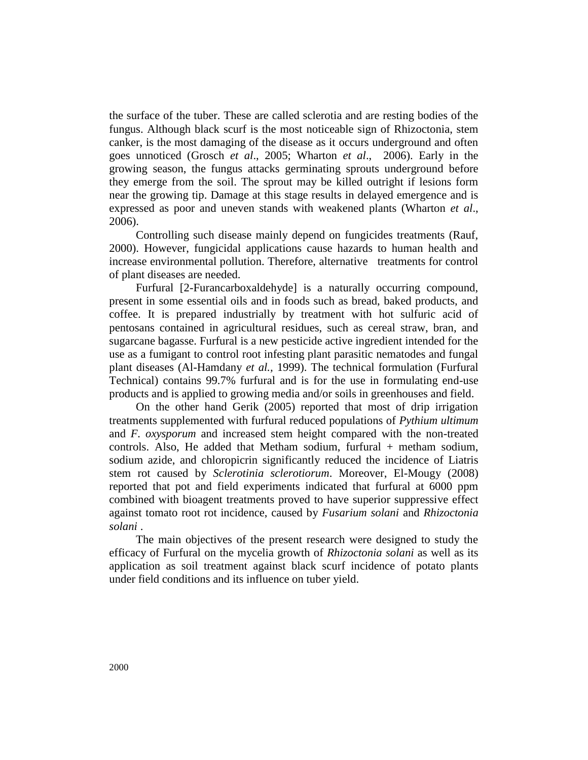the surface of the tuber. These are called sclerotia and are resting bodies of the fungus. Although black scurf is the most noticeable sign of Rhizoctonia, stem canker, is the most damaging of the disease as it occurs underground and often goes unnoticed (Grosch *et al*., 2005; Wharton *et al*., 2006). Early in the growing season, the fungus attacks germinating sprouts underground before they emerge from the soil. The sprout may be killed outright if lesions form near the growing tip. Damage at this stage results in delayed emergence and is expressed as poor and uneven stands with weakened plants (Wharton *et al*., 2006).

Controlling such disease mainly depend on fungicides treatments (Rauf, 2000). However, fungicidal applications cause hazards to human health and increase environmental pollution. Therefore, alternative treatments for control of plant diseases are needed.

Furfural [2-Furancarboxaldehyde] is a naturally occurring compound, present in some essential oils and in foods such as bread, baked products, and coffee. It is prepared industrially by treatment with hot sulfuric acid of pentosans contained in agricultural residues, such as cereal straw, bran, and sugarcane bagasse. Furfural is a new pesticide active ingredient intended for the use as a fumigant to control root infesting plant parasitic nematodes and fungal plant diseases (Al-Hamdany *et al.*, 1999). The technical formulation (Furfural Technical) contains 99.7% furfural and is for the use in formulating end-use products and is applied to growing media and/or soils in greenhouses and field.

On the other hand Gerik (2005) reported that most of drip irrigation treatments supplemented with furfural reduced populations of *Pythium ultimum* and *F. oxysporum* and increased stem height compared with the non-treated controls. Also, He added that Metham sodium, furfural + metham sodium, sodium azide, and chloropicrin significantly reduced the incidence of Liatris stem rot caused by *Sclerotinia sclerotiorum*. Moreover, El-Mougy (2008) reported that pot and field experiments indicated that furfural at 6000 ppm combined with bioagent treatments proved to have superior suppressive effect against tomato root rot incidence, caused by *Fusarium solani* and *Rhizoctonia solani* .

The main objectives of the present research were designed to study the efficacy of Furfural on the mycelia growth of *Rhizoctonia solani* as well as its application as soil treatment against black scurf incidence of potato plants under field conditions and its influence on tuber yield.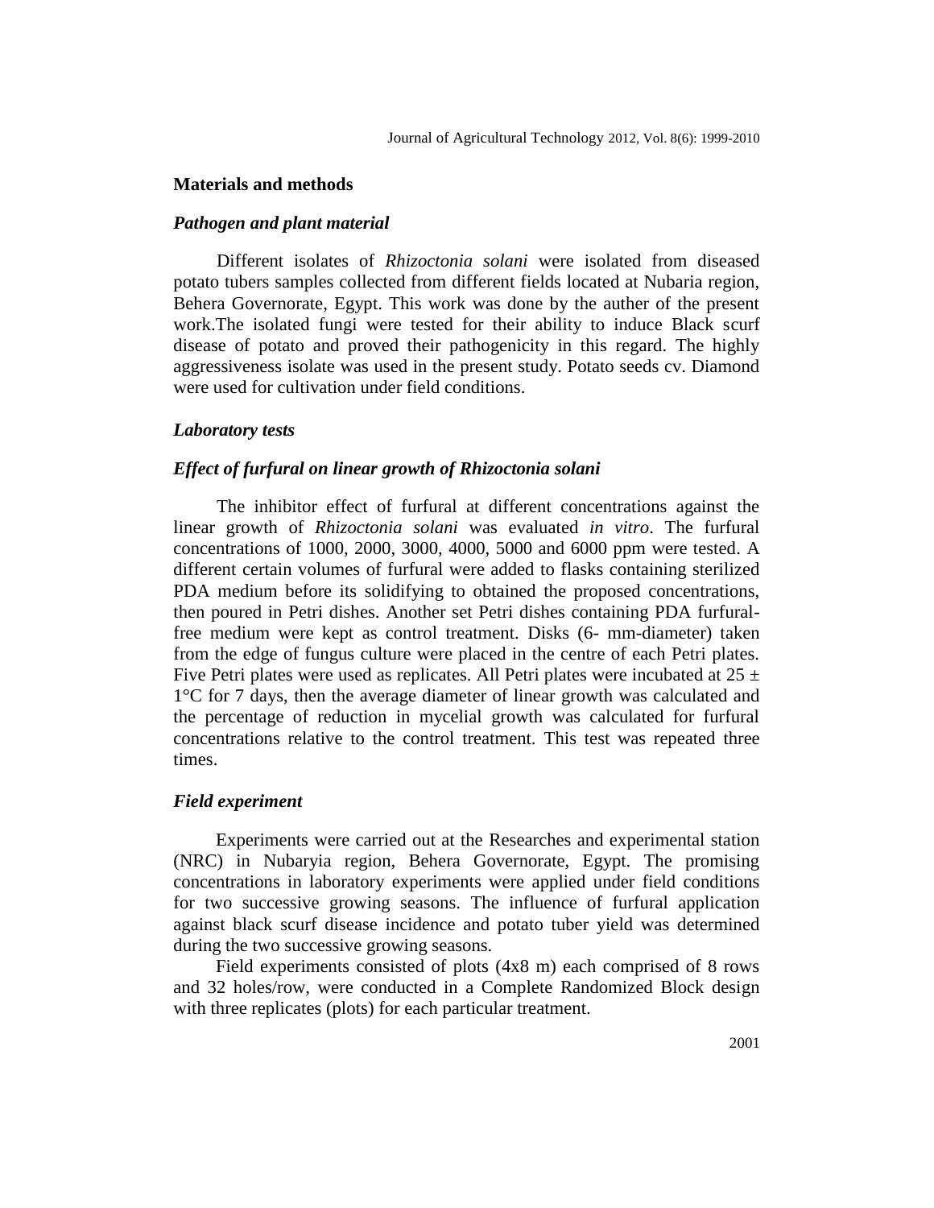## Materials and methods

### *Pathogen and plant material*

Different isolates of *Rhizoctonia solani* were isolated from diseased potato tubers samples collected from different fields located at Nubaria region, Behera Governorate, Egypt. This work was done by the auther of the present work.The isolated fungi were tested for their ability to induce Black scurf disease of potato and proved their pathogenicity in this regard. The highly aggressiveness isolate was used in the present study. Potato seeds cv. Diamond were used for cultivation under field conditions.

### *Laboratory tests*

### *Effect of furfural on linear growth of Rhizoctonia solani*

The inhibitor effect of furfural at different concentrations against the linear growth of *Rhizoctonia solani* was evaluated *in vitro*. The furfural concentrations of 1000, 2000, 3000, 4000, 5000 and 6000 ppm were tested. A different certain volumes of furfural were added to flasks containing sterilized PDA medium before its solidifying to obtained the proposed concentrations, then poured in Petri dishes. Another set Petri dishes containing PDA furfural-free medium were kept as control treatment. Disks (6- mm-diameter) taken from the edge of fungus culture were placed in the centre of each Petri plates. Five Petri plates were used as replicates. All Petri plates were incubated at $25 \pm 1$°C for 7 days, then the average diameter of linear growth was calculated and the percentage of reduction in mycelial growth was calculated for furfural concentrations relative to the control treatment. This test was repeated three times.

### *Field experiment*

Experiments were carried out at the Researches and experimental station (NRC) in Nubaryia region, Behera Governorate, Egypt. The promising concentrations in laboratory experiments were applied under field conditions for two successive growing seasons. The influence of furfural application against black scurf disease incidence and potato tuber yield was determined during the two successive growing seasons.

Field experiments consisted of plots (4x8 m) each comprised of 8 rows and 32 holes/row, were conducted in a Complete Randomized Block design with three replicates (plots) for each particular treatment.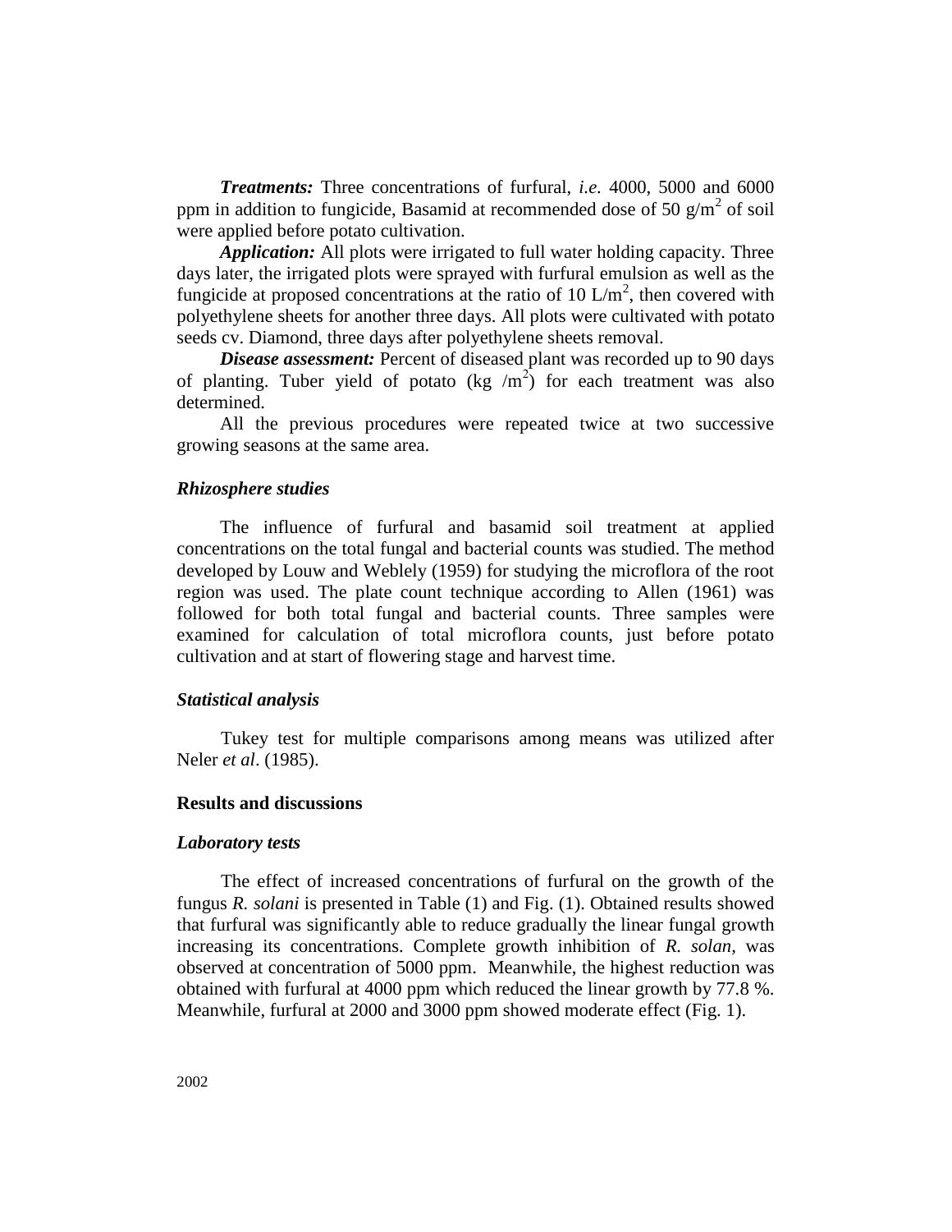***Treatments:*** Three concentrations of furfural, *i.e*. 4000, 5000 and 6000 ppm in addition to fungicide, Basamid at recommended dose of 50 $g/m^2$ of soil were applied before potato cultivation.

***Application:*** All plots were irrigated to full water holding capacity. Three days later, the irrigated plots were sprayed with furfural emulsion as well as the fungicide at proposed concentrations at the ratio of 10 $L/m^2$, then covered with polyethylene sheets for another three days. All plots were cultivated with potato seeds cv. Diamond, three days after polyethylene sheets removal.

***Disease assessment:*** Percent of diseased plant was recorded up to 90 days of planting. Tuber yield of potato (kg /$m^2$) for each treatment was also determined.

All the previous procedures were repeated twice at two successive growing seasons at the same area.

### *Rhizosphere studies*

The influence of furfural and basamid soil treatment at applied concentrations on the total fungal and bacterial counts was studied. The method developed by Louw and Weblely (1959) for studying the microflora of the root region was used. The plate count technique according to Allen (1961) was followed for both total fungal and bacterial counts. Three samples were examined for calculation of total microflora counts, just before potato cultivation and at start of flowering stage and harvest time.

### *Statistical analysis*

Tukey test for multiple comparisons among means was utilized after Neler *et al*. (1985).

## Results and discussions

### *Laboratory tests*

The effect of increased concentrations of furfural on the growth of the fungus *R. solani* is presented in Table (1) and Fig. (1). Obtained results showed that furfural was significantly able to reduce gradually the linear fungal growth increasing its concentrations. Complete growth inhibition of *R. solan,* was observed at concentration of 5000 ppm. Meanwhile, the highest reduction was obtained with furfural at 4000 ppm which reduced the linear growth by 77.8 %. Meanwhile, furfural at 2000 and 3000 ppm showed moderate effect (Fig. 1).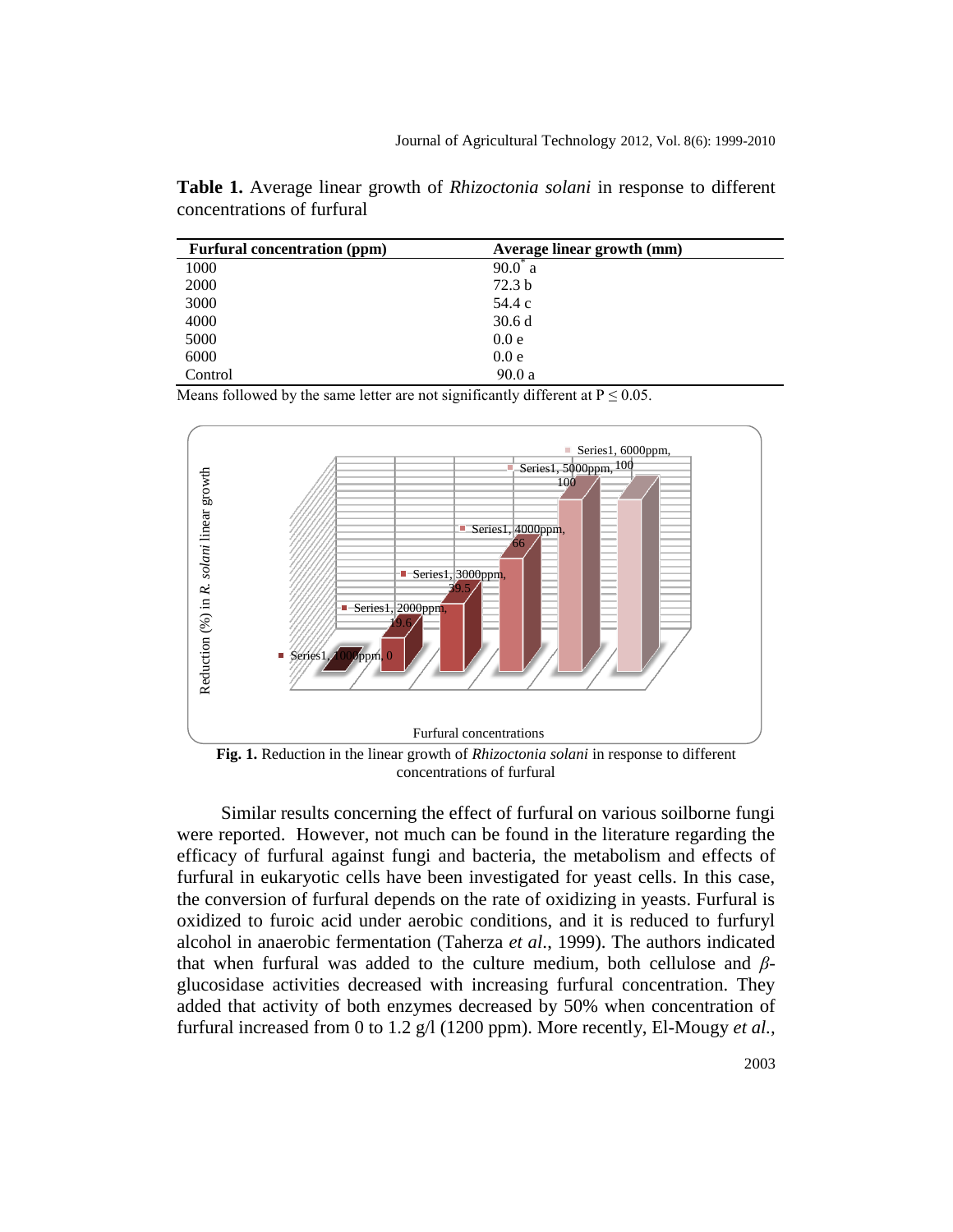**Table 1.** Average linear growth of *Rhizoctonia solani* in response to different concentrations of furfural

| Furfural concentration (ppm) | Average linear growth (mm) |
|---|---|
| 1000 | 90.0* a |
| 2000 | 72.3 b |
| 3000 | 54.4 c |
| 4000 | 30.6 d |
| 5000 | 0.0 e |
| 6000 | 0.0 e |
| Control | 90.0 a |

Means followed by the same letter are not significantly different at P ≤ 0.05.

**Fig. 1.** Reduction in the linear growth of *Rhizoctonia solani* in response to different concentrations of furfural

Similar results concerning the effect of furfural on various soilborne fungi were reported. However, not much can be found in the literature regarding the efficacy of furfural against fungi and bacteria, the metabolism and effects of furfural in eukaryotic cells have been investigated for yeast cells. In this case, the conversion of furfural depends on the rate of oxidizing in yeasts. Furfural is oxidized to furoic acid under aerobic conditions, and it is reduced to furfuryl alcohol in anaerobic fermentation (Taherza *et al.*, 1999). The authors indicated that when furfural was added to the culture medium, both cellulose and *β*-glucosidase activities decreased with increasing furfural concentration. They added that activity of both enzymes decreased by 50% when concentration of furfural increased from 0 to 1.2 g/l (1200 ppm). More recently, El-Mougy *et al.*,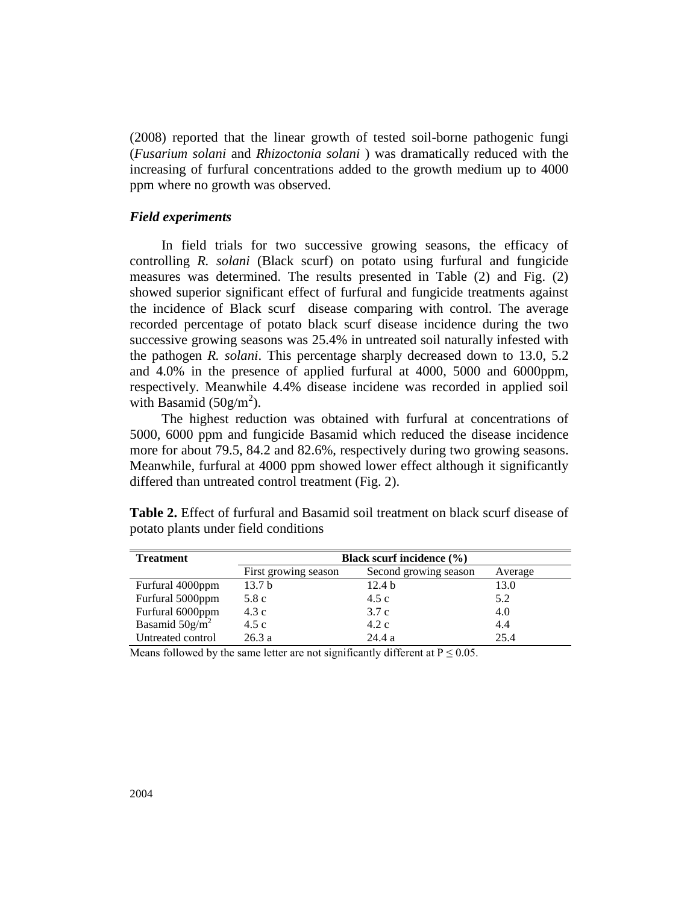(2008) reported that the linear growth of tested soil-borne pathogenic fungi (*Fusarium solani* and *Rhizoctonia solani* ) was dramatically reduced with the increasing of furfural concentrations added to the growth medium up to 4000 ppm where no growth was observed.

### *Field experiments*

In field trials for two successive growing seasons, the efficacy of controlling *R. solani* (Black scurf) on potato using furfural and fungicide measures was determined. The results presented in Table (2) and Fig. (2) showed superior significant effect of furfural and fungicide treatments against the incidence of Black scurf disease comparing with control. The average recorded percentage of potato black scurf disease incidence during the two successive growing seasons was 25.4% in untreated soil naturally infested with the pathogen *R. solani*. This percentage sharply decreased down to 13.0, 5.2 and 4.0% in the presence of applied furfural at 4000, 5000 and 6000ppm, respectively. Meanwhile 4.4% disease incidene was recorded in applied soil with Basamid ($50g/m^2$).

The highest reduction was obtained with furfural at concentrations of 5000, 6000 ppm and fungicide Basamid which reduced the disease incidence more for about 79.5, 84.2 and 82.6%, respectively during two growing seasons. Meanwhile, furfural at 4000 ppm showed lower effect although it significantly differed than untreated control treatment (Fig. 2).

**Table 2.** Effect of furfural and Basamid soil treatment on black scurf disease of potato plants under field conditions

| Treatment | Black scurf incidence (%) | | |
|---|---|---|---|
| | First growing season | Second growing season | Average |
| Furfural 4000ppm | 13.7 b | 12.4 b | 13.0 |
| Furfural 5000ppm | 5.8 c | 4.5 c | 5.2 |
| Furfural 6000ppm | 4.3 c | 3.7 c | 4.0 |
| Basamid $50g/m^2$ | 4.5 c | 4.2 c | 4.4 |
| Untreated control | 26.3 a | 24.4 a | 25.4 |

Means followed by the same letter are not significantly different at $P \leq 0.05$.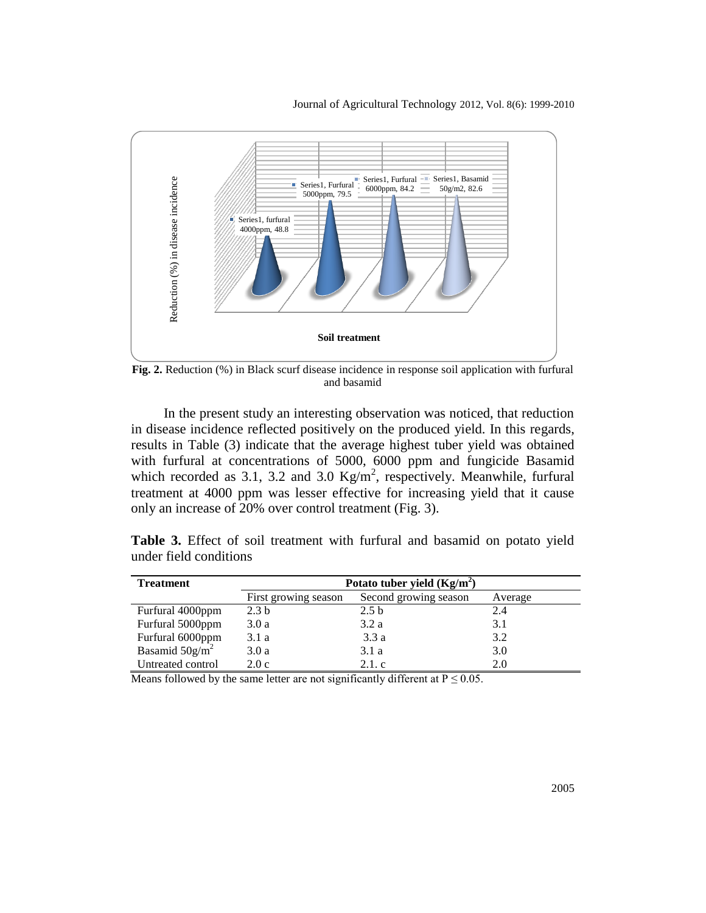**Fig. 2.** Reduction (%) in Black scurf disease incidence in response soil application with furfural and basamid

In the present study an interesting observation was noticed, that reduction in disease incidence reflected positively on the produced yield. In this regards, results in Table (3) indicate that the average highest tuber yield was obtained with furfural at concentrations of 5000, 6000 ppm and fungicide Basamid which recorded as 3.1, 3.2 and 3.0 Kg/m$^2$, respectively. Meanwhile, furfural treatment at 4000 ppm was lesser effective for increasing yield that it cause only an increase of 20% over control treatment (Fig. 3).

**Table 3.** Effect of soil treatment with furfural and basamid on potato yield under field conditions

| Treatment | Potato tuber yield (Kg/m$^2$) | | |
|---|---|---|---|
| | First growing season | Second growing season | Average |
| Furfural 4000ppm | 2.3 b | 2.5 b | 2.4 |
| Furfural 5000ppm | 3.0 a | 3.2 a | 3.1 |
| Furfural 6000ppm | 3.1 a | 3.3 a | 3.2 |
| Basamid 50g/m$^2$ | 3.0 a | 3.1 a | 3.0 |
| Untreated control | 2.0 c | 2.1. c | 2.0 |

Means followed by the same letter are not significantly different at $P \leq 0.05$.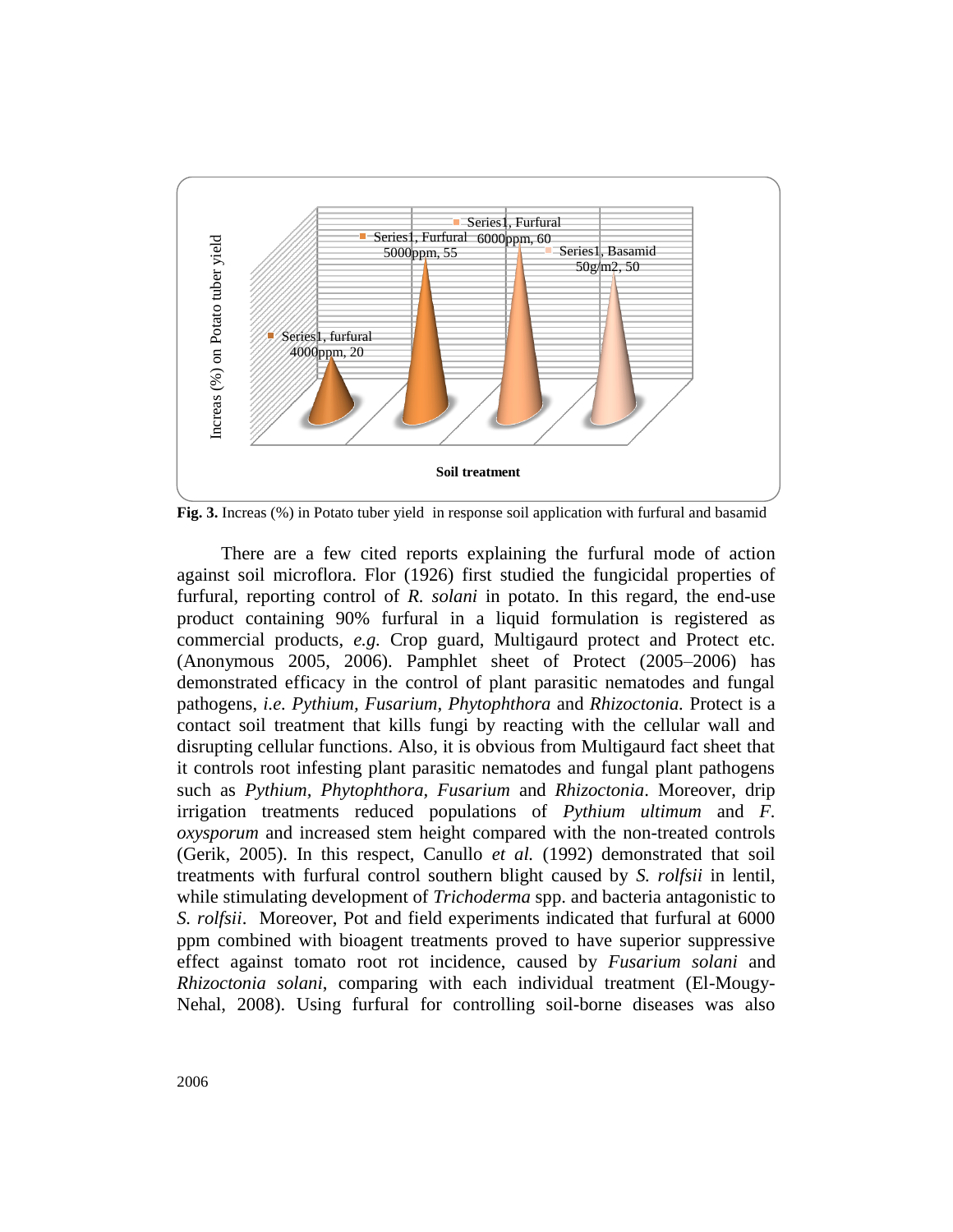**Fig. 3.** Increas (%) in Potato tuber yield in response soil application with furfural and basamid

There are a few cited reports explaining the furfural mode of action against soil microflora. Flor (1926) first studied the fungicidal properties of furfural, reporting control of *R. solani* in potato. In this regard, the end-use product containing 90% furfural in a liquid formulation is registered as commercial products, *e.g.* Crop guard, Multigaurd protect and Protect etc. (Anonymous 2005, 2006). Pamphlet sheet of Protect (2005–2006) has demonstrated efficacy in the control of plant parasitic nematodes and fungal pathogens, *i.e. Pythium, Fusarium, Phytophthora* and *Rhizoctonia.* Protect is a contact soil treatment that kills fungi by reacting with the cellular wall and disrupting cellular functions. Also, it is obvious from Multigaurd fact sheet that it controls root infesting plant parasitic nematodes and fungal plant pathogens such as *Pythium, Phytophthora, Fusarium* and *Rhizoctonia*. Moreover, drip irrigation treatments reduced populations of *Pythium ultimum* and *F. oxysporum* and increased stem height compared with the non-treated controls (Gerik, 2005). In this respect, Canullo *et al.* (1992) demonstrated that soil treatments with furfural control southern blight caused by *S. rolfsii* in lentil, while stimulating development of *Trichoderma* spp. and bacteria antagonistic to *S. rolfsii*. Moreover, Pot and field experiments indicated that furfural at 6000 ppm combined with bioagent treatments proved to have superior suppressive effect against tomato root rot incidence, caused by *Fusarium solani* and *Rhizoctonia solani*, comparing with each individual treatment (El-Mougy-Nehal, 2008). Using furfural for controlling soil-borne diseases was also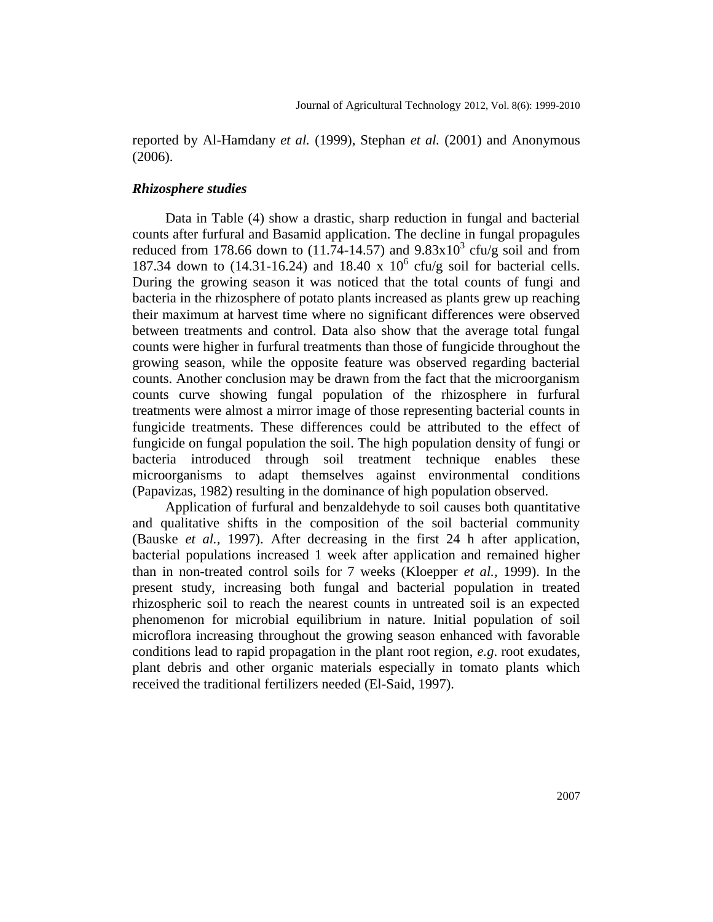reported by Al-Hamdany *et al.* (1999), Stephan *et al.* (2001) and Anonymous (2006).

### *Rhizosphere studies*

Data in Table (4) show a drastic, sharp reduction in fungal and bacterial counts after furfural and Basamid application. The decline in fungal propagules reduced from 178.66 down to (11.74-14.57) and $9.83 \times 10^3$ cfu/g soil and from 187.34 down to (14.31-16.24) and $18.40 \times 10^6$ cfu/g soil for bacterial cells. During the growing season it was noticed that the total counts of fungi and bacteria in the rhizosphere of potato plants increased as plants grew up reaching their maximum at harvest time where no significant differences were observed between treatments and control. Data also show that the average total fungal counts were higher in furfural treatments than those of fungicide throughout the growing season, while the opposite feature was observed regarding bacterial counts. Another conclusion may be drawn from the fact that the microorganism counts curve showing fungal population of the rhizosphere in furfural treatments were almost a mirror image of those representing bacterial counts in fungicide treatments. These differences could be attributed to the effect of fungicide on fungal population the soil. The high population density of fungi or bacteria introduced through soil treatment technique enables these microorganisms to adapt themselves against environmental conditions (Papavizas, 1982) resulting in the dominance of high population observed.

Application of furfural and benzaldehyde to soil causes both quantitative and qualitative shifts in the composition of the soil bacterial community (Bauske *et al.*, 1997). After decreasing in the first 24 h after application, bacterial populations increased 1 week after application and remained higher than in non-treated control soils for 7 weeks (Kloepper *et al.*, 1999). In the present study, increasing both fungal and bacterial population in treated rhizospheric soil to reach the nearest counts in untreated soil is an expected phenomenon for microbial equilibrium in nature. Initial population of soil microflora increasing throughout the growing season enhanced with favorable conditions lead to rapid propagation in the plant root region, *e.g.* root exudates, plant debris and other organic materials especially in tomato plants which received the traditional fertilizers needed (El-Said, 1997).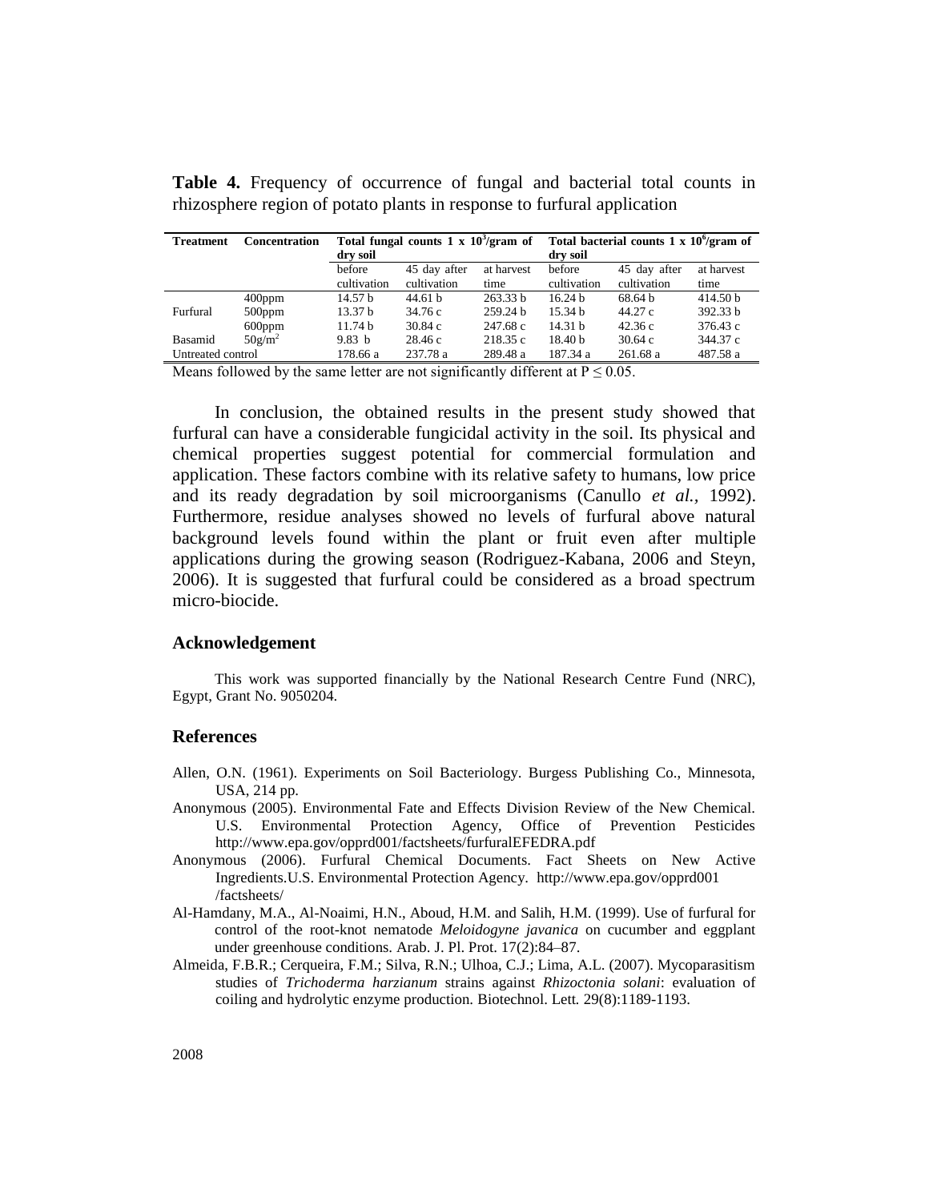**Table 4.** Frequency of occurrence of fungal and bacterial total counts in rhizosphere region of potato plants in response to furfural application

| Treatment | Concentration | Total fungal counts 1 x $10^3$/gram of dry soil | | | Total bacterial counts 1 x $10^6$/gram of dry soil | | |
|---|---|---|---|---|---|---|---|
| | | before cultivation | 45 day after cultivation | at harvest time | before cultivation | 45 day after cultivation | at harvest time |
| Furfural | 400ppm | 14.57 b | 44.61 b | 263.33 b | 16.24 b | 68.64 b | 414.50 b |
| | 500ppm | 13.37 b | 34.76 c | 259.24 b | 15.34 b | 44.27 c | 392.33 b |
| | 600ppm | 11.74 b | 30.84 c | 247.68 c | 14.31 b | 42.36 c | 376.43 c |
| Basamid | 50g/m$^2$ | 9.83 b | 28.46 c | 218.35 c | 18.40 b | 30.64 c | 344.37 c |
| Untreated control | | 178.66 a | 237.78 a | 289.48 a | 187.34 a | 261.68 a | 487.58 a |

Means followed by the same letter are not significantly different at $P \leq 0.05$.

In conclusion, the obtained results in the present study showed that furfural can have a considerable fungicidal activity in the soil. Its physical and chemical properties suggest potential for commercial formulation and application. These factors combine with its relative safety to humans, low price and its ready degradation by soil microorganisms (Canullo *et al.*, 1992). Furthermore, residue analyses showed no levels of furfural above natural background levels found within the plant or fruit even after multiple applications during the growing season (Rodriguez-Kabana, 2006 and Steyn, 2006). It is suggested that furfural could be considered as a broad spectrum micro-biocide.

## Acknowledgement

This work was supported financially by the National Research Centre Fund (NRC), Egypt, Grant No. 9050204.

## References

Allen, O.N. (1961). Experiments on Soil Bacteriology. Burgess Publishing Co., Minnesota, USA, 214 pp.

Anonymous (2005). Environmental Fate and Effects Division Review of the New Chemical. U.S. Environmental Protection Agency, Office of Prevention Pesticides http://www.epa.gov/opprd001/factsheets/furfuralEFEDRA.pdf

Anonymous (2006). Furfural Chemical Documents. Fact Sheets on New Active Ingredients.U.S. Environmental Protection Agency. http://www.epa.gov/opprd001 /factsheets/

Al-Hamdany, M.A., Al-Noaimi, H.N., Aboud, H.M. and Salih, H.M. (1999). Use of furfural for control of the root-knot nematode *Meloidogyne javanica* on cucumber and eggplant under greenhouse conditions. Arab. J. Pl. Prot. 17(2):84–87.

Almeida, F.B.R.; Cerqueira, F.M.; Silva, R.N.; Ulhoa, C.J.; Lima, A.L. (2007). Mycoparasitism studies of *Trichoderma harzianum* strains against *Rhizoctonia solani*: evaluation of coiling and hydrolytic enzyme production. Biotechnol. Lett. 29(8):1189-1193.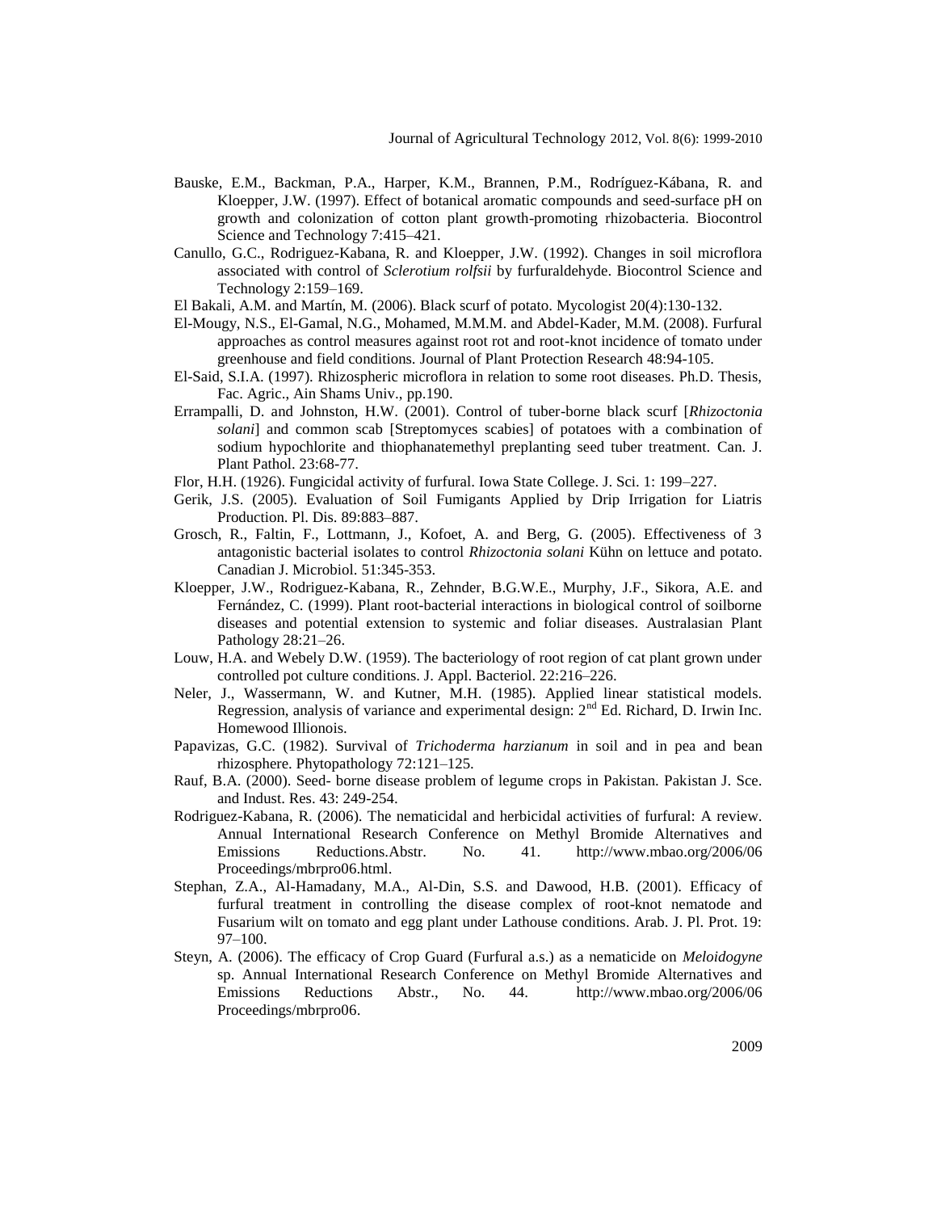Bauske, E.M., Backman, P.A., Harper, K.M., Brannen, P.M., Rodríguez-Kábana, R. and Kloepper, J.W. (1997). Effect of botanical aromatic compounds and seed-surface pH on growth and colonization of cotton plant growth-promoting rhizobacteria. Biocontrol Science and Technology 7:415–421.

Canullo, G.C., Rodriguez-Kabana, R. and Kloepper, J.W. (1992). Changes in soil microflora associated with control of *Sclerotium rolfsii* by furfuraldehyde. Biocontrol Science and Technology 2:159–169.

El Bakali, A.M. and Martín, M. (2006). Black scurf of potato. Mycologist 20(4):130-132.

El-Mougy, N.S., El-Gamal, N.G., Mohamed, M.M.M. and Abdel-Kader, M.M. (2008). Furfural approaches as control measures against root rot and root-knot incidence of tomato under greenhouse and field conditions. Journal of Plant Protection Research 48:94-105.

El-Said, S.I.A. (1997). Rhizospheric microflora in relation to some root diseases. Ph.D. Thesis, Fac. Agric., Ain Shams Univ., pp.190.

Errampalli, D. and Johnston, H.W. (2001). Control of tuber-borne black scurf [*Rhizoctonia solani*] and common scab [Streptomyces scabies] of potatoes with a combination of sodium hypochlorite and thiophanatemethyl preplanting seed tuber treatment. Can. J. Plant Pathol. 23:68-77.

Flor, H.H. (1926). Fungicidal activity of furfural. Iowa State College. J. Sci. 1: 199–227.

Gerik, J.S. (2005). Evaluation of Soil Fumigants Applied by Drip Irrigation for Liatris Production. Pl. Dis. 89:883–887.

Grosch, R., Faltin, F., Lottmann, J., Kofoet, A. and Berg, G. (2005). Effectiveness of 3 antagonistic bacterial isolates to control *Rhizoctonia solani* Kühn on lettuce and potato. Canadian J. Microbiol. 51:345-353.

Kloepper, J.W., Rodriguez-Kabana, R., Zehnder, B.G.W.E., Murphy, J.F., Sikora, A.E. and Fernández, C. (1999). Plant root-bacterial interactions in biological control of soilborne diseases and potential extension to systemic and foliar diseases. Australasian Plant Pathology 28:21–26.

Louw, H.A. and Webely D.W. (1959). The bacteriology of root region of cat plant grown under controlled pot culture conditions. J. Appl. Bacteriol. 22:216–226.

Neler, J., Wassermann, W. and Kutner, M.H. (1985). Applied linear statistical models. Regression, analysis of variance and experimental design: 2nd Ed. Richard, D. Irwin Inc. Homewood Illionois.

Papavizas, G.C. (1982). Survival of *Trichoderma harzianum* in soil and in pea and bean rhizosphere. Phytopathology 72:121–125.

Rauf, B.A. (2000). Seed- borne disease problem of legume crops in Pakistan. Pakistan J. Sce. and Indust. Res. 43: 249-254.

Rodriguez-Kabana, R. (2006). The nematicidal and herbicidal activities of furfural: A review. Annual International Research Conference on Methyl Bromide Alternatives and Emissions Reductions.Abstr. No. 41. http://www.mbao.org/2006/06 Proceedings/mbrpro06.html.

Stephan, Z.A., Al-Hamadany, M.A., Al-Din, S.S. and Dawood, H.B. (2001). Efficacy of furfural treatment in controlling the disease complex of root-knot nematode and Fusarium wilt on tomato and egg plant under Lathouse conditions. Arab. J. Pl. Prot. 19: 97–100.

Steyn, A. (2006). The efficacy of Crop Guard (Furfural a.s.) as a nematicide on *Meloidogyne* sp. Annual International Research Conference on Methyl Bromide Alternatives and Emissions Reductions Abstr., No. 44. http://www.mbao.org/2006/06 Proceedings/mbrpro06.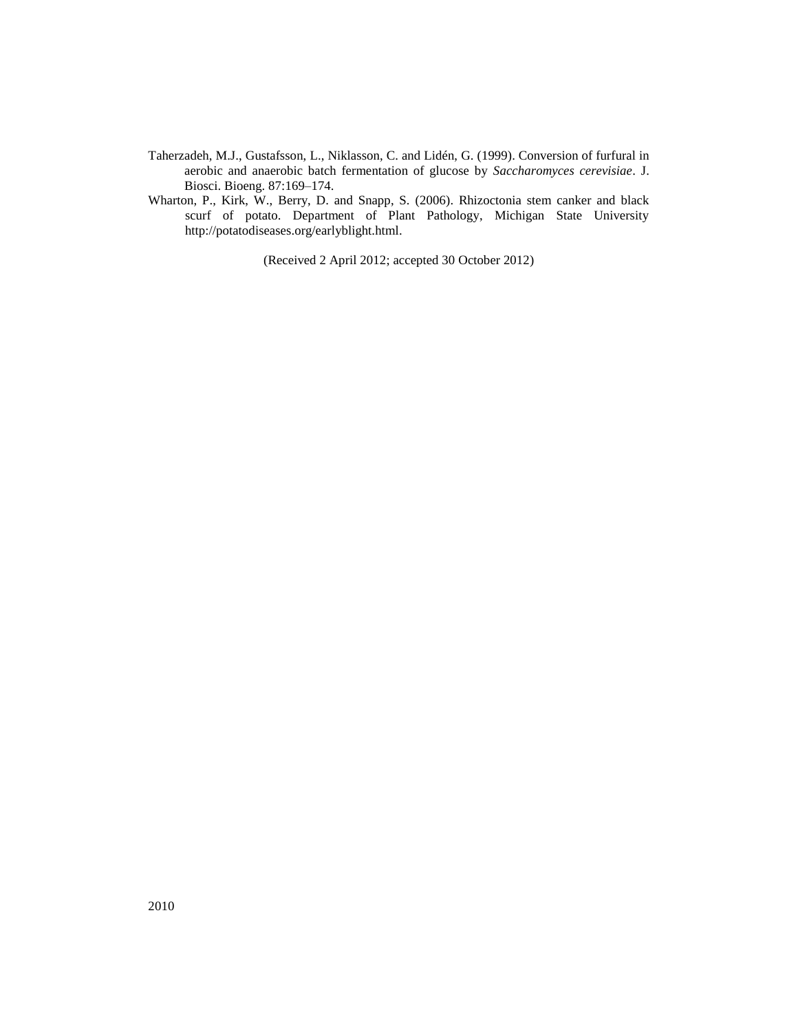Taherzadeh, M.J., Gustafsson, L., Niklasson, C. and Lidén, G. (1999). Conversion of furfural in aerobic and anaerobic batch fermentation of glucose by *Saccharomyces cerevisiae*. J. Biosci. Bioeng. 87:169–174.

Wharton, P., Kirk, W., Berry, D. and Snapp, S. (2006). Rhizoctonia stem canker and black scurf of potato. Department of Plant Pathology, Michigan State University http://potatodiseases.org/earlyblight.html.

(Received 2 April 2012; accepted 30 October 2012)